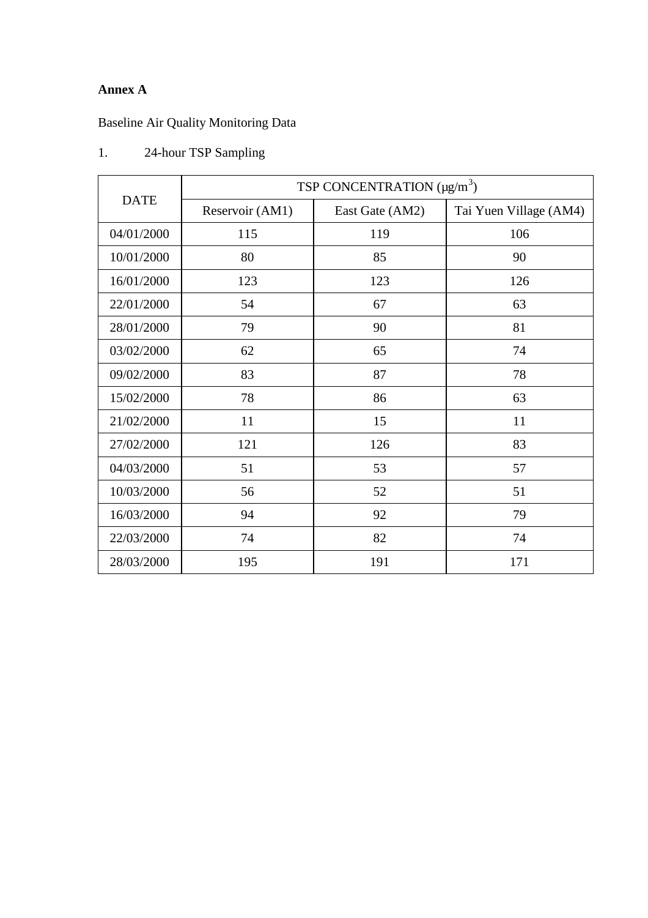**Annex A**

Baseline Air Quality Monitoring Data

1. 24-hour TSP Sampling

| DATE | TSP CONCENTRATION (μg/m$^3$) | | |
|---|---|---|---|
| | Reservoir (AM1) | East Gate (AM2) | Tai Yuen Village (AM4) |
| 04/01/2000 | 115 | 119 | 106 |
| 10/01/2000 | 80 | 85 | 90 |
| 16/01/2000 | 123 | 123 | 126 |
| 22/01/2000 | 54 | 67 | 63 |
| 28/01/2000 | 79 | 90 | 81 |
| 03/02/2000 | 62 | 65 | 74 |
| 09/02/2000 | 83 | 87 | 78 |
| 15/02/2000 | 78 | 86 | 63 |
| 21/02/2000 | 11 | 15 | 11 |
| 27/02/2000 | 121 | 126 | 83 |
| 04/03/2000 | 51 | 53 | 57 |
| 10/03/2000 | 56 | 52 | 51 |
| 16/03/2000 | 94 | 92 | 79 |
| 22/03/2000 | 74 | 82 | 74 |
| 28/03/2000 | 195 | 191 | 171 |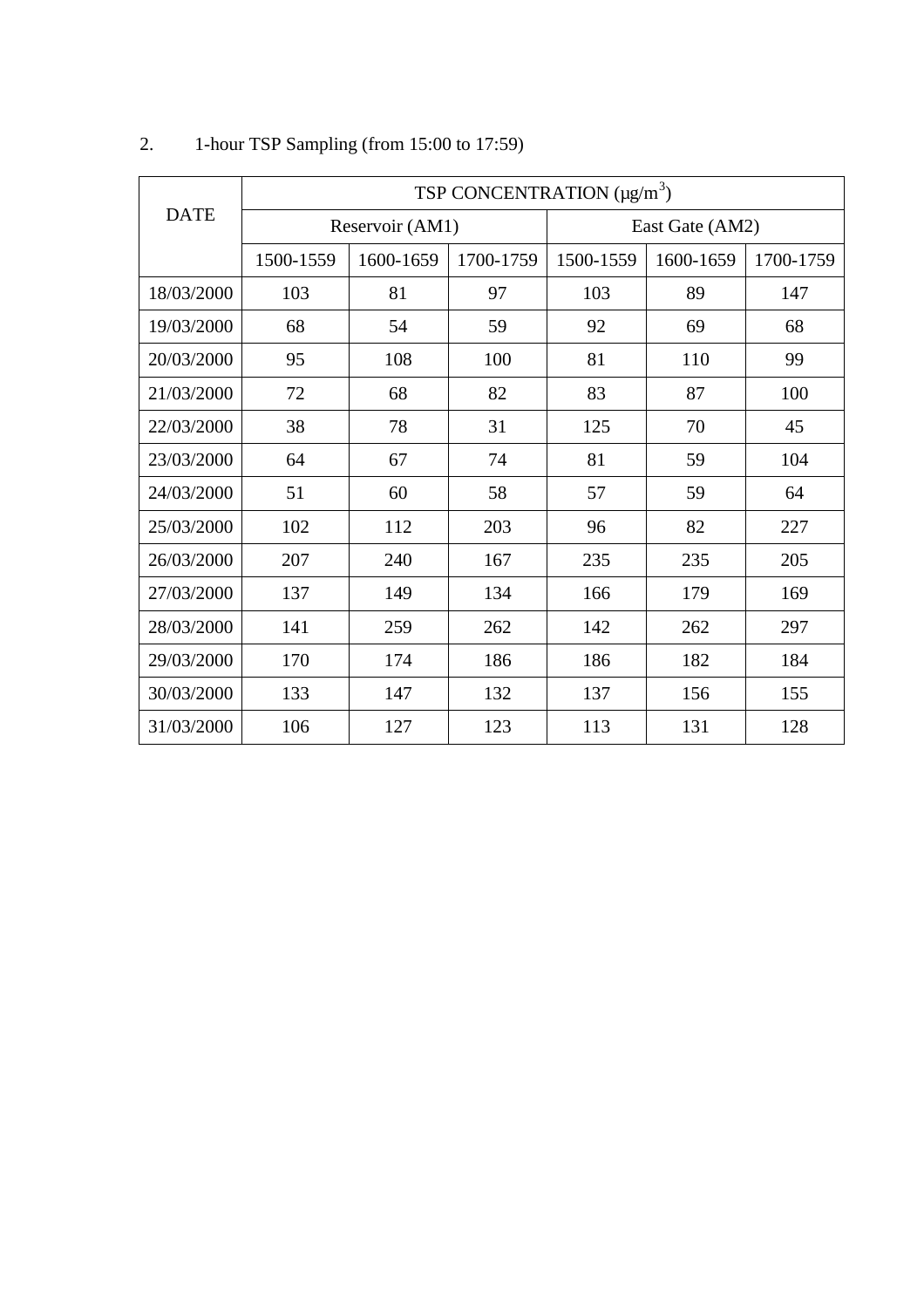2. 1-hour TSP Sampling (from 15:00 to 17:59)

| DATE | TSP CONCENTRATION (µg/m$^3$) | | | | | |
|---|---|---|---|---|---|---|
| | Reservoir (AM1) | | | East Gate (AM2) | | |
| | 1500-1559 | 1600-1659 | 1700-1759 | 1500-1559 | 1600-1659 | 1700-1759 |
| 18/03/2000 | 103 | 81 | 97 | 103 | 89 | 147 |
| 19/03/2000 | 68 | 54 | 59 | 92 | 69 | 68 |
| 20/03/2000 | 95 | 108 | 100 | 81 | 110 | 99 |
| 21/03/2000 | 72 | 68 | 82 | 83 | 87 | 100 |
| 22/03/2000 | 38 | 78 | 31 | 125 | 70 | 45 |
| 23/03/2000 | 64 | 67 | 74 | 81 | 59 | 104 |
| 24/03/2000 | 51 | 60 | 58 | 57 | 59 | 64 |
| 25/03/2000 | 102 | 112 | 203 | 96 | 82 | 227 |
| 26/03/2000 | 207 | 240 | 167 | 235 | 235 | 205 |
| 27/03/2000 | 137 | 149 | 134 | 166 | 179 | 169 |
| 28/03/2000 | 141 | 259 | 262 | 142 | 262 | 297 |
| 29/03/2000 | 170 | 174 | 186 | 186 | 182 | 184 |
| 30/03/2000 | 133 | 147 | 132 | 137 | 156 | 155 |
| 31/03/2000 | 106 | 127 | 123 | 113 | 131 | 128 |